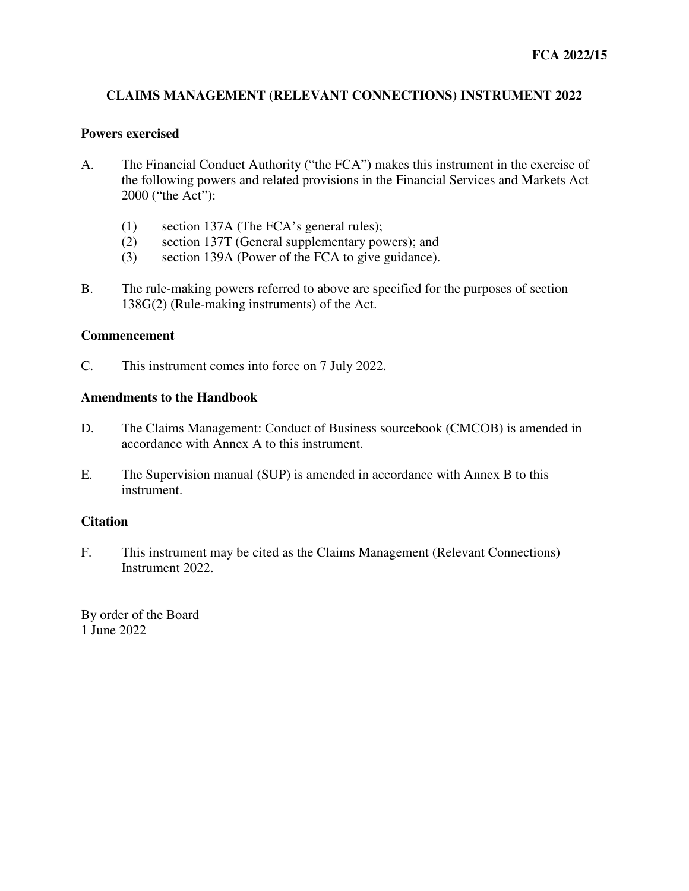FCA 2022/15

# CLAIMS MANAGEMENT (RELEVANT CONNECTIONS) INSTRUMENT 2022

## Powers exercised

A. The Financial Conduct Authority ("the FCA") makes this instrument in the exercise of the following powers and related provisions in the Financial Services and Markets Act 2000 ("the Act"):

   (1) section 137A (The FCA's general rules);
   (2) section 137T (General supplementary powers); and
   (3) section 139A (Power of the FCA to give guidance).

B. The rule-making powers referred to above are specified for the purposes of section 138G(2) (Rule-making instruments) of the Act.

## Commencement

C. This instrument comes into force on 7 July 2022.

## Amendments to the Handbook

D. The Claims Management: Conduct of Business sourcebook (CMCOB) is amended in accordance with Annex A to this instrument.

E. The Supervision manual (SUP) is amended in accordance with Annex B to this instrument.

## Citation

F. This instrument may be cited as the Claims Management (Relevant Connections) Instrument 2022.

By order of the Board
1 June 2022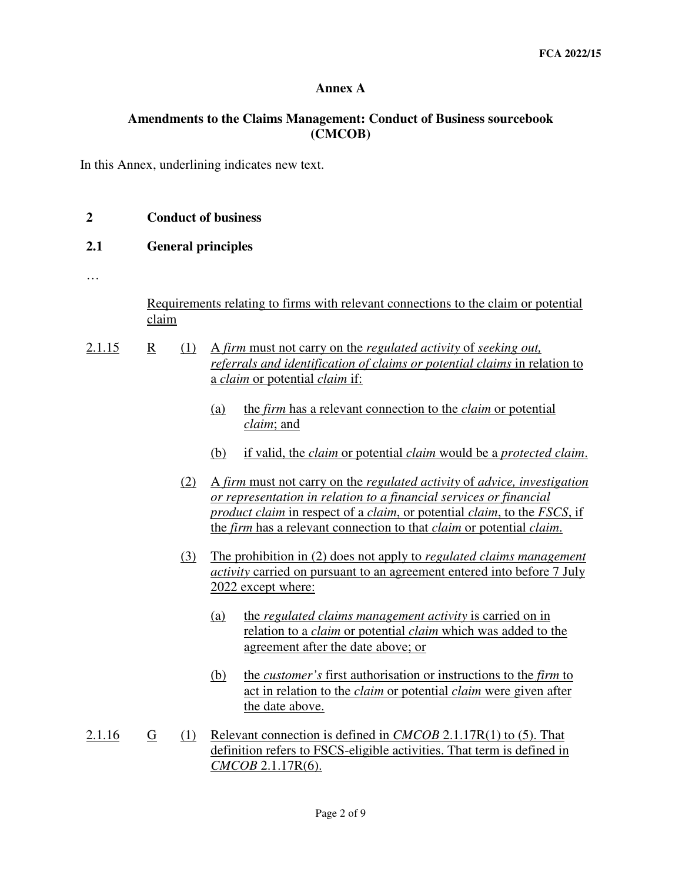**Annex A**

**Amendments to the Claims Management: Conduct of Business sourcebook (CMCOB)**

In this Annex, underlining indicates new text.

**2 Conduct of business**

**2.1 General principles**

…

Requirements relating to firms with relevant connections to the claim or potential claim

2.1.15 R (1) A *firm* must not carry on the *regulated activity* of *seeking out, referrals and identification of claims or potential claims* in relation to a *claim* or potential *claim* if:

(a) the *firm* has a relevant connection to the *claim* or potential *claim*; and

(b) if valid, the *claim* or potential *claim* would be a *protected claim*.

(2) A *firm* must not carry on the *regulated activity* of *advice, investigation or representation in relation to a financial services or financial product claim* in respect of a *claim*, or potential *claim*, to the *FSCS*, if the *firm* has a relevant connection to that *claim* or potential *claim*.

(3) The prohibition in (2) does not apply to *regulated claims management activity* carried on pursuant to an agreement entered into before 7 July 2022 except where:

(a) the *regulated claims management activity* is carried on in relation to a *claim* or potential *claim* which was added to the agreement after the date above; or

(b) the *customer's* first authorisation or instructions to the *firm* to act in relation to the *claim* or potential *claim* were given after the date above.

2.1.16 G (1) Relevant connection is defined in *CMCOB* 2.1.17R(1) to (5). That definition refers to FSCS-eligible activities. That term is defined in *CMCOB* 2.1.17R(6).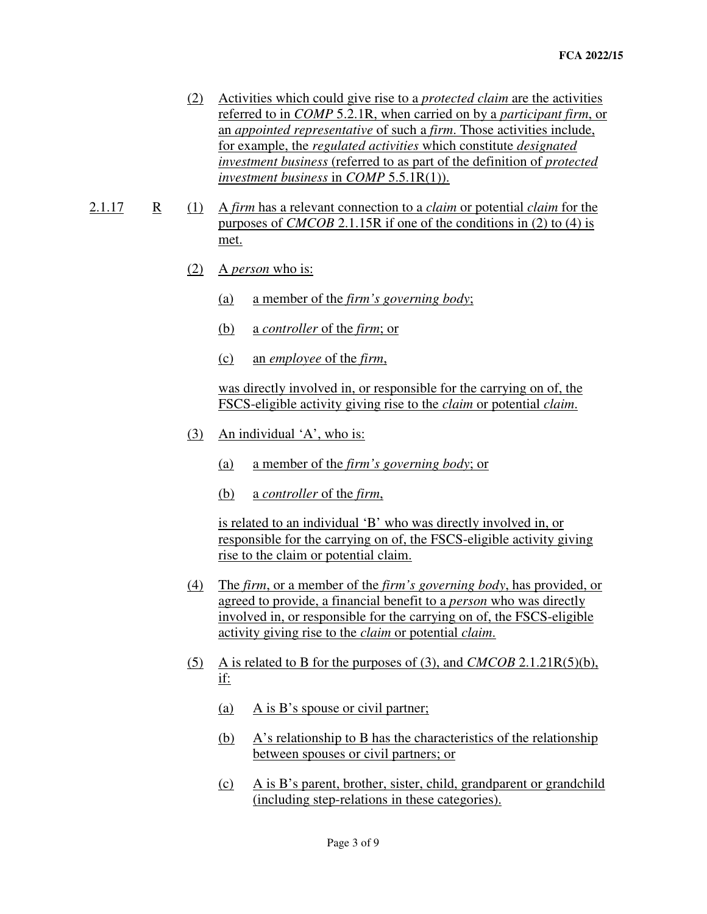(2) Activities which could give rise to a *protected claim* are the activities referred to in *COMP* 5.2.1R, when carried on by a *participant firm*, or an *appointed representative* of such a *firm*. Those activities include, for example, the *regulated activities* which constitute *designated investment business* (referred to as part of the definition of *protected investment business* in *COMP* 5.5.1R(1)).

2.1.17 R (1) A *firm* has a relevant connection to a *claim* or potential *claim* for the purposes of *CMCOB* 2.1.15R if one of the conditions in (2) to (4) is met.

(2) A *person* who is:

(a) a member of the *firm's governing body*;

(b) a *controller* of the *firm*; or

(c) an *employee* of the *firm*,

was directly involved in, or responsible for the carrying on of, the FSCS-eligible activity giving rise to the *claim* or potential *claim*.

(3) An individual 'A', who is:

(a) a member of the *firm's governing body*; or

(b) a *controller* of the *firm*,

is related to an individual 'B' who was directly involved in, or responsible for the carrying on of, the FSCS-eligible activity giving rise to the claim or potential claim.

(4) The *firm*, or a member of the *firm's governing body*, has provided, or agreed to provide, a financial benefit to a *person* who was directly involved in, or responsible for the carrying on of, the FSCS-eligible activity giving rise to the *claim* or potential *claim*.

(5) A is related to B for the purposes of (3), and *CMCOB* 2.1.21R(5)(b), if:

(a) A is B's spouse or civil partner;

(b) A's relationship to B has the characteristics of the relationship between spouses or civil partners; or

(c) A is B's parent, brother, sister, child, grandparent or grandchild (including step-relations in these categories).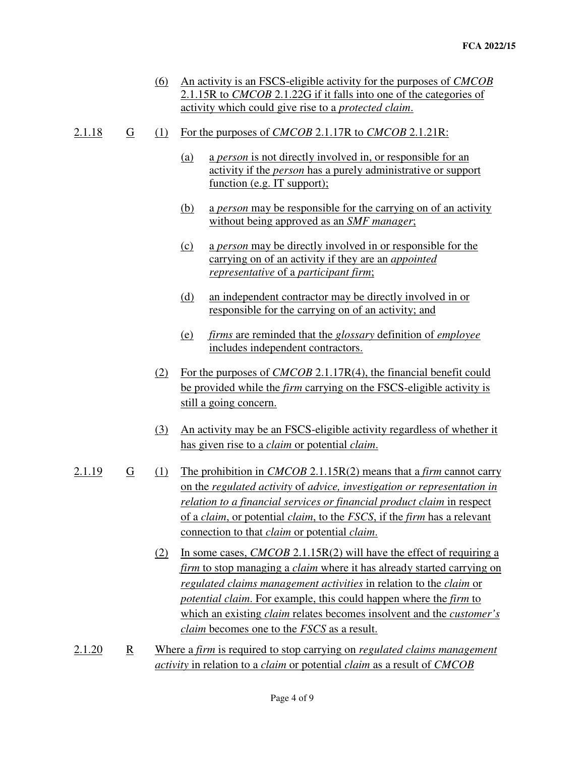(6) An activity is an FSCS-eligible activity for the purposes of *CMCOB* 2.1.15R to *CMCOB* 2.1.22G if it falls into one of the categories of activity which could give rise to a *protected claim*.

2.1.18 G (1) For the purposes of *CMCOB* 2.1.17R to *CMCOB* 2.1.21R:

(a) a *person* is not directly involved in, or responsible for an activity if the *person* has a purely administrative or support function (e.g. IT support);

(b) a *person* may be responsible for the carrying on of an activity without being approved as an *SMF manager*;

(c) a *person* may be directly involved in or responsible for the carrying on of an activity if they are an *appointed representative* of a *participant firm*;

(d) an independent contractor may be directly involved in or responsible for the carrying on of an activity; and

(e) *firms* are reminded that the *glossary* definition of *employee* includes independent contractors.

(2) For the purposes of *CMCOB* 2.1.17R(4), the financial benefit could be provided while the *firm* carrying on the FSCS-eligible activity is still a going concern.

(3) An activity may be an FSCS-eligible activity regardless of whether it has given rise to a *claim* or potential *claim*.

2.1.19 G (1) The prohibition in *CMCOB* 2.1.15R(2) means that a *firm* cannot carry on the *regulated activity* of *advice, investigation or representation in relation to a financial services or financial product claim* in respect of a *claim*, or potential *claim*, to the *FSCS*, if the *firm* has a relevant connection to that *claim* or potential *claim*.

(2) In some cases, *CMCOB* 2.1.15R(2) will have the effect of requiring a *firm* to stop managing a *claim* where it has already started carrying on *regulated claims management activities* in relation to the *claim* or *potential claim*. For example, this could happen where the *firm* to which an existing *claim* relates becomes insolvent and the *customer's claim* becomes one to the *FSCS* as a result.

2.1.20 R Where a *firm* is required to stop carrying on *regulated claims management activity* in relation to a *claim* or potential *claim* as a result of *CMCOB*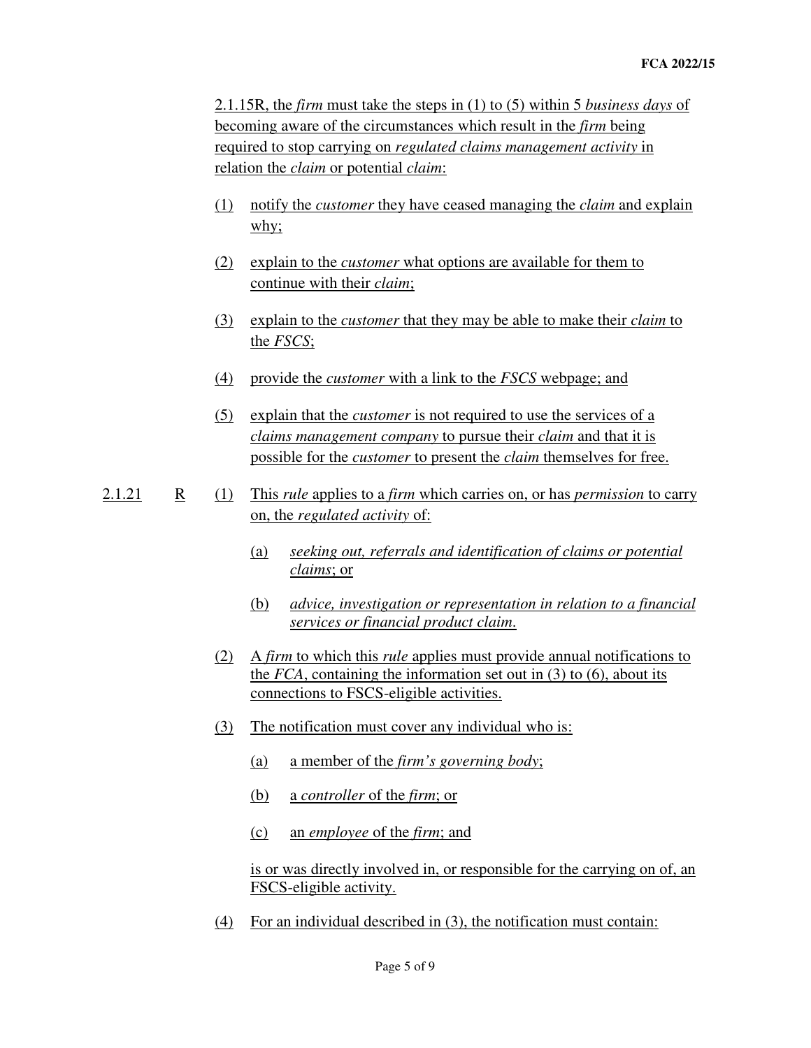2.1.15R, the *firm* must take the steps in (1) to (5) within 5 *business days* of becoming aware of the circumstances which result in the *firm* being required to stop carrying on *regulated claims management activity* in relation the *claim* or potential *claim*:

(1) notify the *customer* they have ceased managing the *claim* and explain why;

(2) explain to the *customer* what options are available for them to continue with their *claim*;

(3) explain to the *customer* that they may be able to make their *claim* to the *FSCS*;

(4) provide the *customer* with a link to the *FSCS* webpage; and

(5) explain that the *customer* is not required to use the services of a *claims management company* to pursue their *claim* and that it is possible for the *customer* to present the *claim* themselves for free.

2.1.21 R (1) This *rule* applies to a *firm* which carries on, or has *permission* to carry on, the *regulated activity* of:

(a) *seeking out, referrals and identification of claims or potential claims*; or

(b) *advice, investigation or representation in relation to a financial services or financial product claim*.

(2) A *firm* to which this *rule* applies must provide annual notifications to the *FCA*, containing the information set out in (3) to (6), about its connections to FSCS-eligible activities.

(3) The notification must cover any individual who is:

(a) a member of the *firm's governing body*;

(b) a *controller* of the *firm*; or

(c) an *employee* of the *firm*; and

is or was directly involved in, or responsible for the carrying on of, an FSCS-eligible activity.

(4) For an individual described in (3), the notification must contain: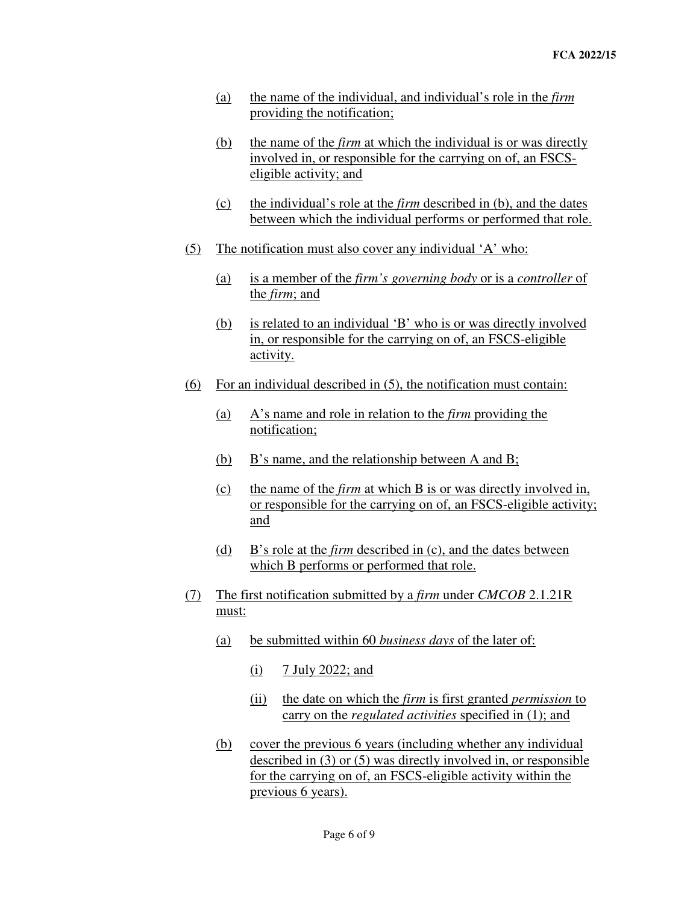(a) the name of the individual, and individual's role in the *firm* providing the notification;

(b) the name of the *firm* at which the individual is or was directly involved in, or responsible for the carrying on of, an FSCS-eligible activity; and

(c) the individual's role at the *firm* described in (b), and the dates between which the individual performs or performed that role.

(5) The notification must also cover any individual 'A' who:

(a) is a member of the *firm's governing body* or is a *controller* of the *firm*; and

(b) is related to an individual 'B' who is or was directly involved in, or responsible for the carrying on of, an FSCS-eligible activity.

(6) For an individual described in (5), the notification must contain:

(a) A's name and role in relation to the *firm* providing the notification;

(b) B's name, and the relationship between A and B;

(c) the name of the *firm* at which B is or was directly involved in, or responsible for the carrying on of, an FSCS-eligible activity; and

(d) B's role at the *firm* described in (c), and the dates between which B performs or performed that role.

(7) The first notification submitted by a *firm* under *CMCOB* 2.1.21R must:

(a) be submitted within 60 *business days* of the later of:

(i) 7 July 2022; and

(ii) the date on which the *firm* is first granted *permission* to carry on the *regulated activities* specified in (1); and

(b) cover the previous 6 years (including whether any individual described in (3) or (5) was directly involved in, or responsible for the carrying on of, an FSCS-eligible activity within the previous 6 years).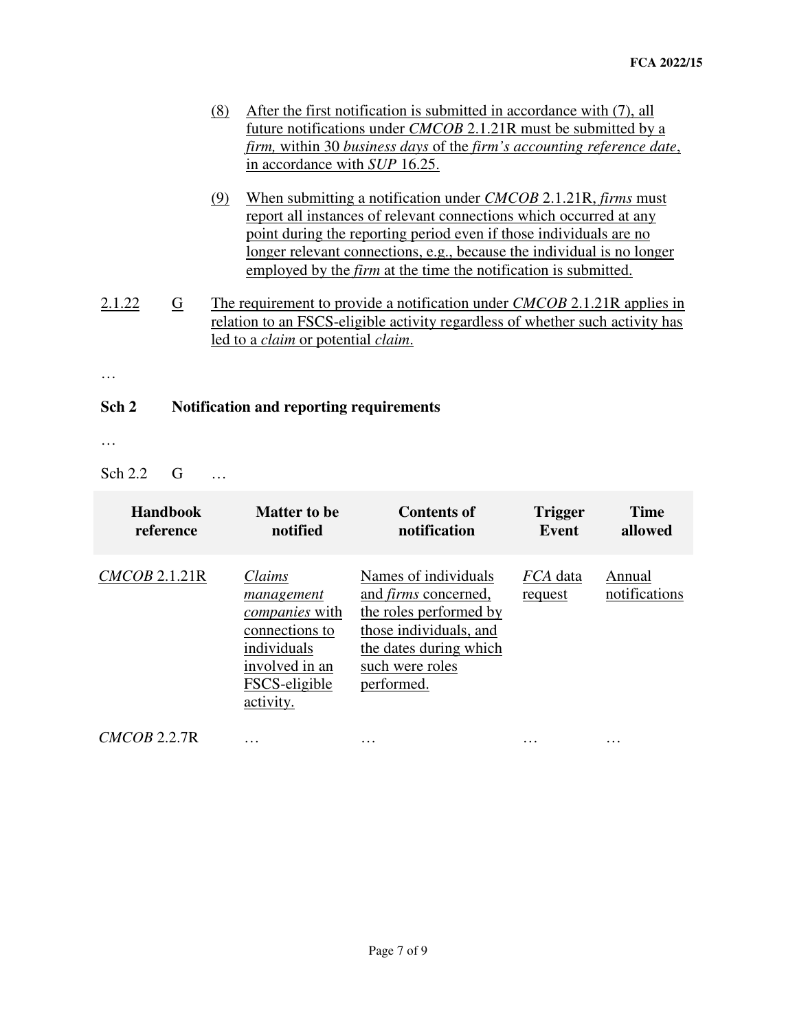(8) After the first notification is submitted in accordance with (7), all future notifications under *CMCOB* 2.1.21R must be submitted by a *firm,* within 30 *business days* of the *firm's accounting reference date*, in accordance with *SUP* 16.25.

(9) When submitting a notification under *CMCOB* 2.1.21R, *firms* must report all instances of relevant connections which occurred at any point during the reporting period even if those individuals are no longer relevant connections, e.g., because the individual is no longer employed by the *firm* at the time the notification is submitted.

2.1.22 G The requirement to provide a notification under *CMCOB* 2.1.21R applies in relation to an FSCS-eligible activity regardless of whether such activity has led to a *claim* or potential *claim*.

…

**Sch 2 Notification and reporting requirements**

…

Sch 2.2 G …

| Handbook reference | Matter to be notified | Contents of notification | Trigger Event | Time allowed |
|---|---|---|---|---|
| *CMCOB* 2.1.21R | *Claims management companies* with connections to individuals involved in an FSCS-eligible activity. | Names of individuals and *firms* concerned, the roles performed by those individuals, and the dates during which such were roles performed. | *FCA* data request | Annual notifications |
| *CMCOB* 2.2.7R | … | … | … | … |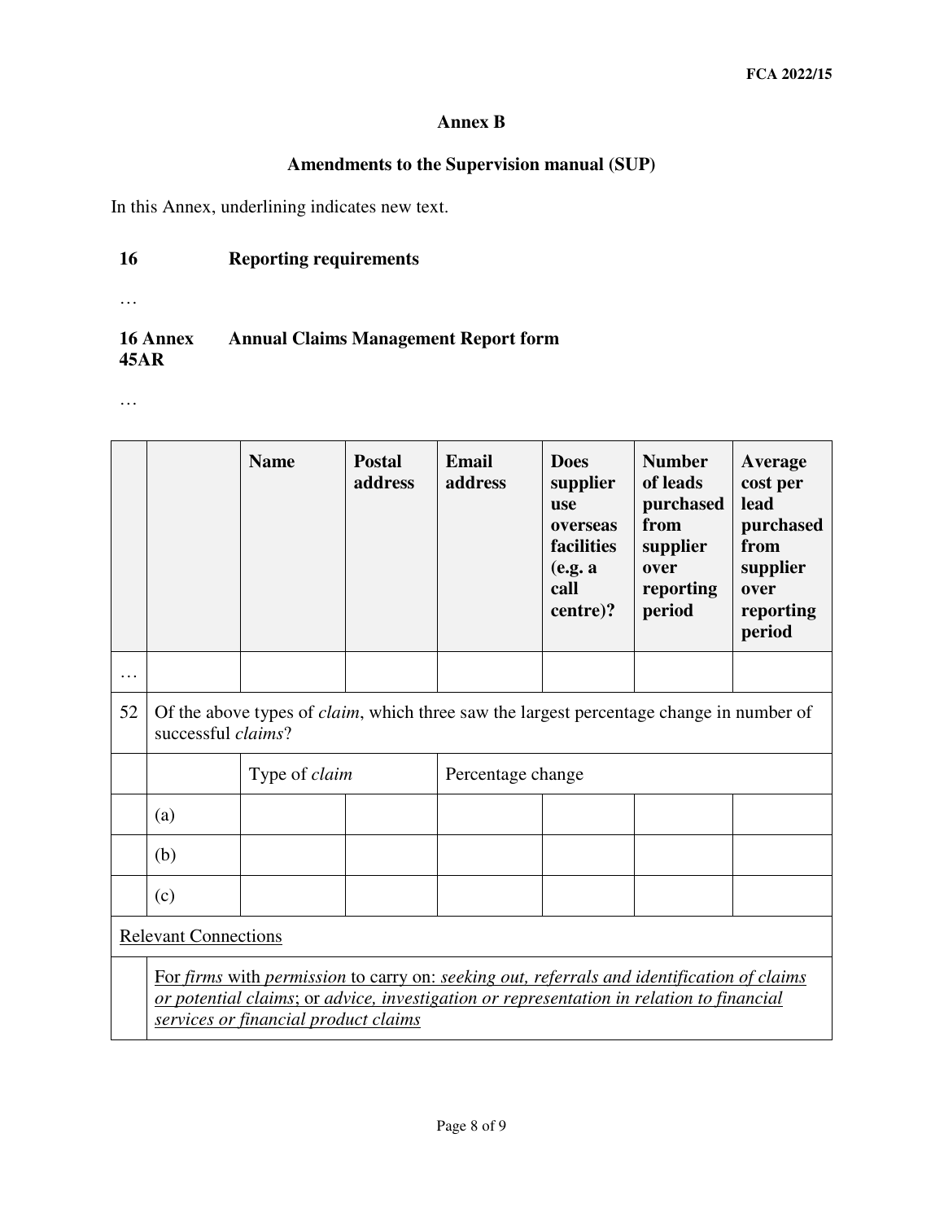**FCA 2022/15**

## Annex B

## Amendments to the Supervision manual (SUP)

In this Annex, underlining indicates new text.

**16 Reporting requirements**

…

**16 Annex 45AR Annual Claims Management Report form**

…

| | | Name | Postal address | Email address | Does supplier use overseas facilities (e.g. a call centre)? | Number of leads purchased from supplier over reporting period | Average cost per lead purchased from supplier over reporting period |
|---|---|---|---|---|---|---|---|
| … | | | | | | | |
| 52 | Of the above types of *claim*, which three saw the largest percentage change in number of successful *claims*? | | | | | | |
| | | Type of *claim* | | Percentage change | | | |
| | (a) | | | | | | |
| | (b) | | | | | | |
| | (c) | | | | | | |
| <u>Relevant Connections</u> | | | | | | | |
| | <u>For *firms* with *permission* to carry on: *seeking out, referrals and identification of claims or potential claims*; or *advice, investigation or representation in relation to financial services or financial product claims*</u> | | | | | | |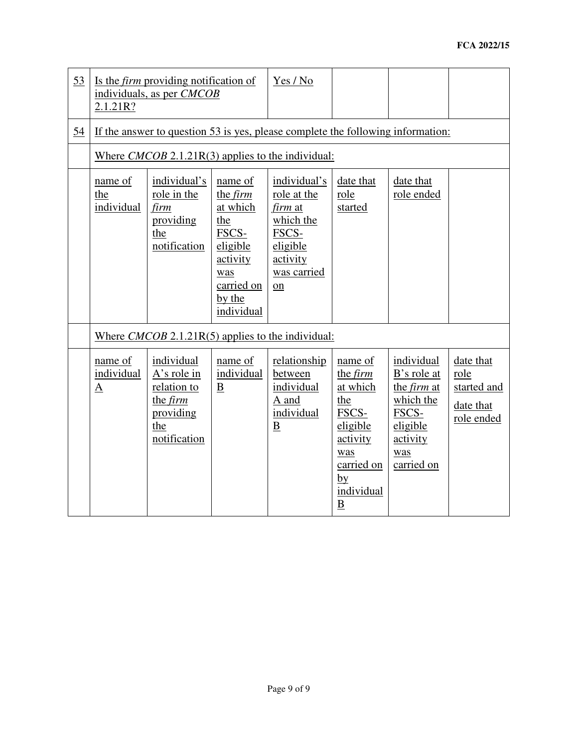| | | | | | | | |
|---|---|---|---|---|---|---|---|
| 53 | Is the *firm* providing notification of individuals, as per *CMCOB* 2.1.21R? | | Yes / No | | | | |
| 54 | If the answer to question 53 is yes, please complete the following information: | | | | | | |
| | Where *CMCOB* 2.1.21R(3) applies to the individual: | | | | | | |
| | name of the individual | individual's role in the *firm* providing the notification | name of the *firm* at which the FSCS-eligible activity was carried on by the individual | individual's role at the *firm* at which the FSCS-eligible activity was carried on | date that role started | date that role ended | |
| | Where *CMCOB* 2.1.21R(5) applies to the individual: | | | | | | |
| | name of individual A | individual A's role in relation to the *firm* providing the notification | name of individual B | relationship between individual A and individual B | name of the *firm* at which the FSCS-eligible activity was carried on by individual B | individual B's role at the *firm* at which the FSCS-eligible activity was carried on | date that role started and date that role ended |